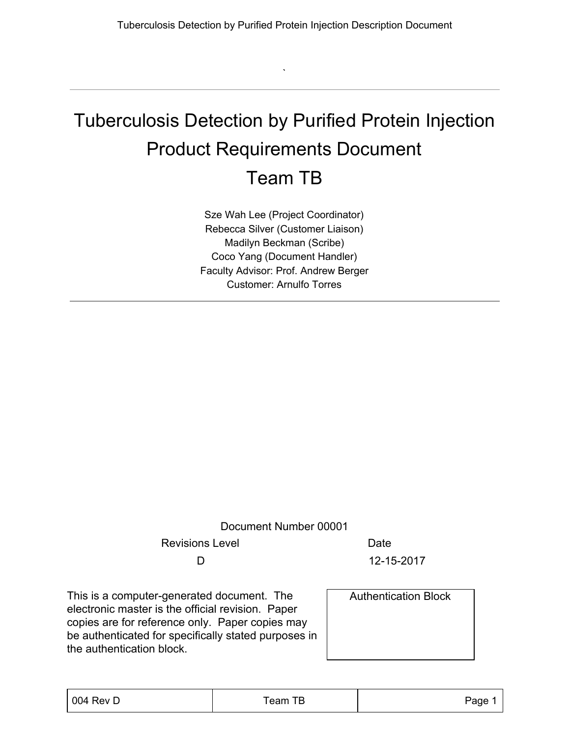# Tuberculosis Detection by Purified Protein Injection

# Product Requirements Document

# Team TB

Sze Wah Lee (Project Coordinator)
Rebecca Silver (Customer Liaison)
Madilyn Beckman (Scribe)
Coco Yang (Document Handler)
Faculty Advisor: Prof. Andrew Berger
Customer: Arnulfo Torres

Document Number 00001

| Revisions Level | Date |
| --- | --- |
| D | 12-15-2017 |

This is a computer-generated document. The electronic master is the official revision. Paper copies are for reference only. Paper copies may be authenticated for specifically stated purposes in the authentication block.

| Authentication Block |
| --- |
| |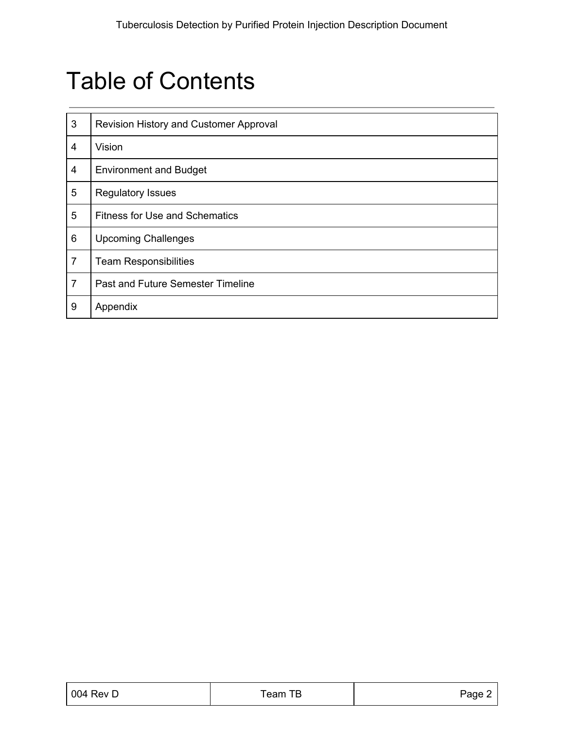# Table of Contents

| | |
|---|---|
| 3 | Revision History and Customer Approval |
| 4 | Vision |
| 4 | Environment and Budget |
| 5 | Regulatory Issues |
| 5 | Fitness for Use and Schematics |
| 6 | Upcoming Challenges |
| 7 | Team Responsibilities |
| 7 | Past and Future Semester Timeline |
| 9 | Appendix |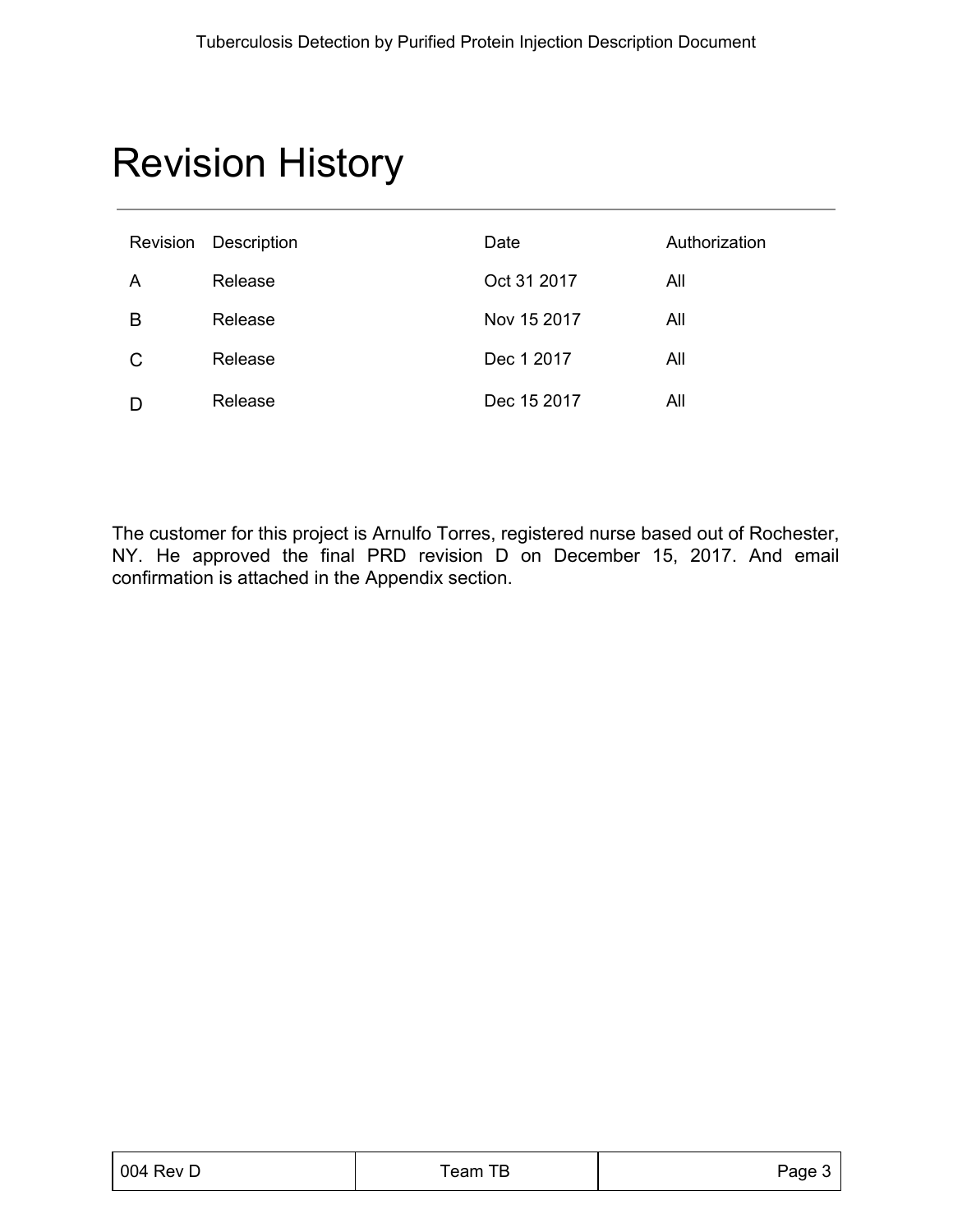# Revision History

| Revision | Description | Date | Authorization |
|---|---|---|---|
| A | Release | Oct 31 2017 | All |
| B | Release | Nov 15 2017 | All |
| C | Release | Dec 1 2017 | All |
| D | Release | Dec 15 2017 | All |

The customer for this project is Arnulfo Torres, registered nurse based out of Rochester, NY. He approved the final PRD revision D on December 15, 2017. And email confirmation is attached in the Appendix section.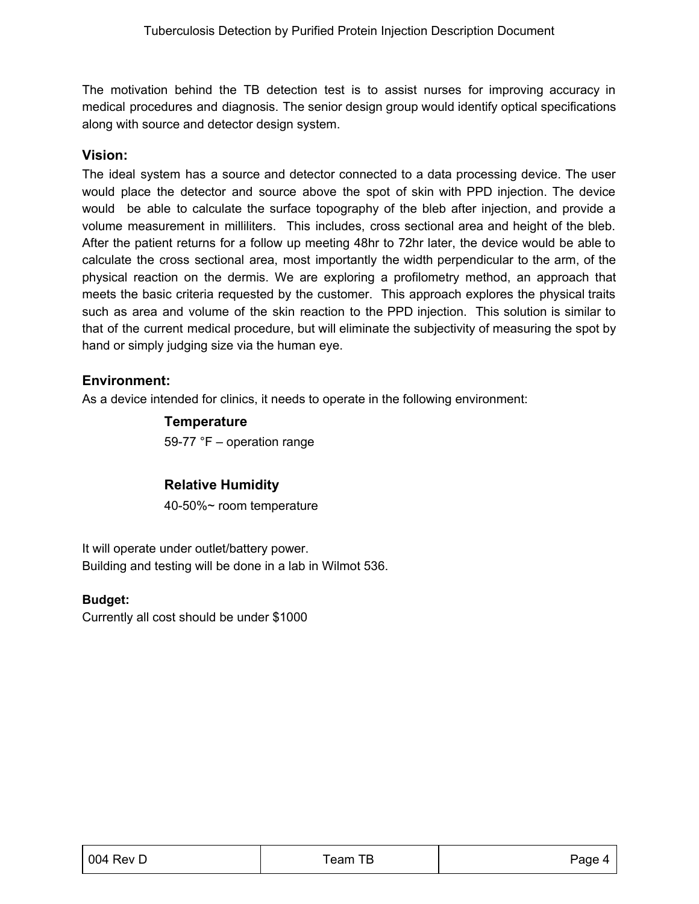The motivation behind the TB detection test is to assist nurses for improving accuracy in medical procedures and diagnosis. The senior design group would identify optical specifications along with source and detector design system.

## Vision:

The ideal system has a source and detector connected to a data processing device. The user would place the detector and source above the spot of skin with PPD injection. The device would be able to calculate the surface topography of the bleb after injection, and provide a volume measurement in milliliters. This includes, cross sectional area and height of the bleb. After the patient returns for a follow up meeting 48hr to 72hr later, the device would be able to calculate the cross sectional area, most importantly the width perpendicular to the arm, of the physical reaction on the dermis. We are exploring a profilometry method, an approach that meets the basic criteria requested by the customer. This approach explores the physical traits such as area and volume of the skin reaction to the PPD injection. This solution is similar to that of the current medical procedure, but will eliminate the subjectivity of measuring the spot by hand or simply judging size via the human eye.

## Environment:

As a device intended for clinics, it needs to operate in the following environment:

**Temperature**

59-77 °F – operation range

**Relative Humidity**

40-50%~ room temperature

It will operate under outlet/battery power.
Building and testing will be done in a lab in Wilmot 536.

**Budget:**

Currently all cost should be under $1000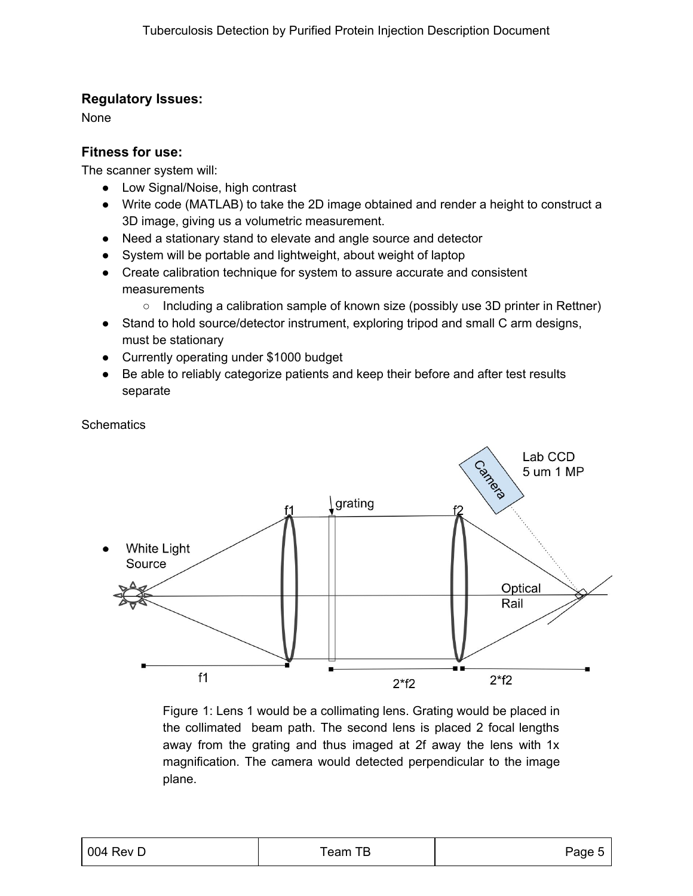### Regulatory Issues:

None

### Fitness for use:

The scanner system will:

- Low Signal/Noise, high contrast
- Write code (MATLAB) to take the 2D image obtained and render a height to construct a 3D image, giving us a volumetric measurement.
- Need a stationary stand to elevate and angle source and detector
- System will be portable and lightweight, about weight of laptop
- Create calibration technique for system to assure accurate and consistent measurements
  - Including a calibration sample of known size (possibly use 3D printer in Rettner)
- Stand to hold source/detector instrument, exploring tripod and small C arm designs, must be stationary
- Currently operating under $1000 budget
- Be able to reliably categorize patients and keep their before and after test results separate

Schematics

Figure 1: Lens 1 would be a collimating lens. Grating would be placed in the collimated beam path. The second lens is placed 2 focal lengths away from the grating and thus imaged at 2f away the lens with 1x magnification. The camera would detected perpendicular to the image plane.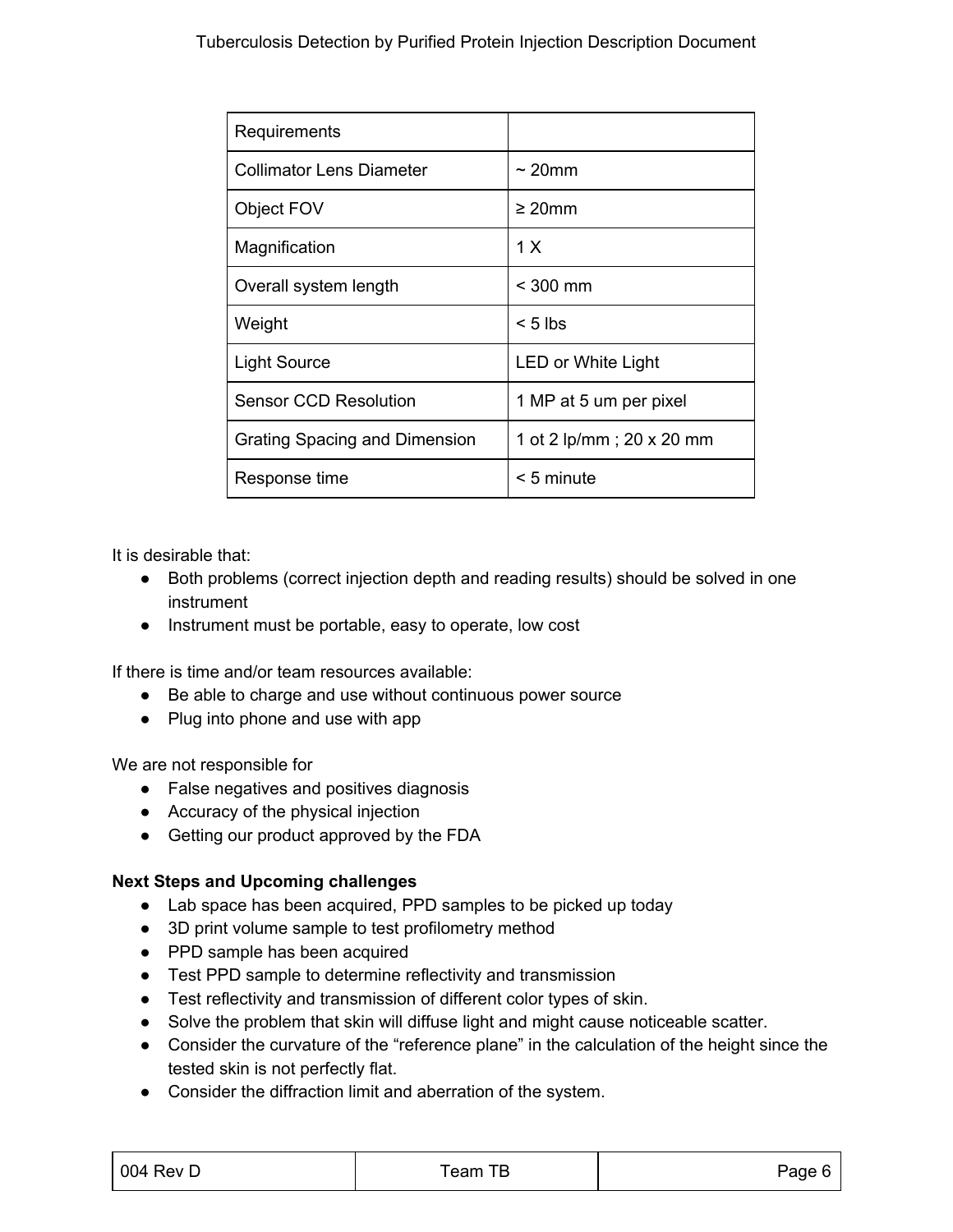| Requirements | |
|---|---|
| Collimator Lens Diameter | ~ 20mm |
| Object FOV | ≥ 20mm |
| Magnification | 1 X |
| Overall system length | < 300 mm |
| Weight | < 5 lbs |
| Light Source | LED or White Light |
| Sensor CCD Resolution | 1 MP at 5 um per pixel |
| Grating Spacing and Dimension | 1 ot 2 lp/mm ; 20 x 20 mm |
| Response time | < 5 minute |

It is desirable that:

- Both problems (correct injection depth and reading results) should be solved in one instrument
- Instrument must be portable, easy to operate, low cost

If there is time and/or team resources available:

- Be able to charge and use without continuous power source
- Plug into phone and use with app

We are not responsible for

- False negatives and positives diagnosis
- Accuracy of the physical injection
- Getting our product approved by the FDA

**Next Steps and Upcoming challenges**

- Lab space has been acquired, PPD samples to be picked up today
- 3D print volume sample to test profilometry method
- PPD sample has been acquired
- Test PPD sample to determine reflectivity and transmission
- Test reflectivity and transmission of different color types of skin.
- Solve the problem that skin will diffuse light and might cause noticeable scatter.
- Consider the curvature of the “reference plane” in the calculation of the height since the tested skin is not perfectly flat.
- Consider the diffraction limit and aberration of the system.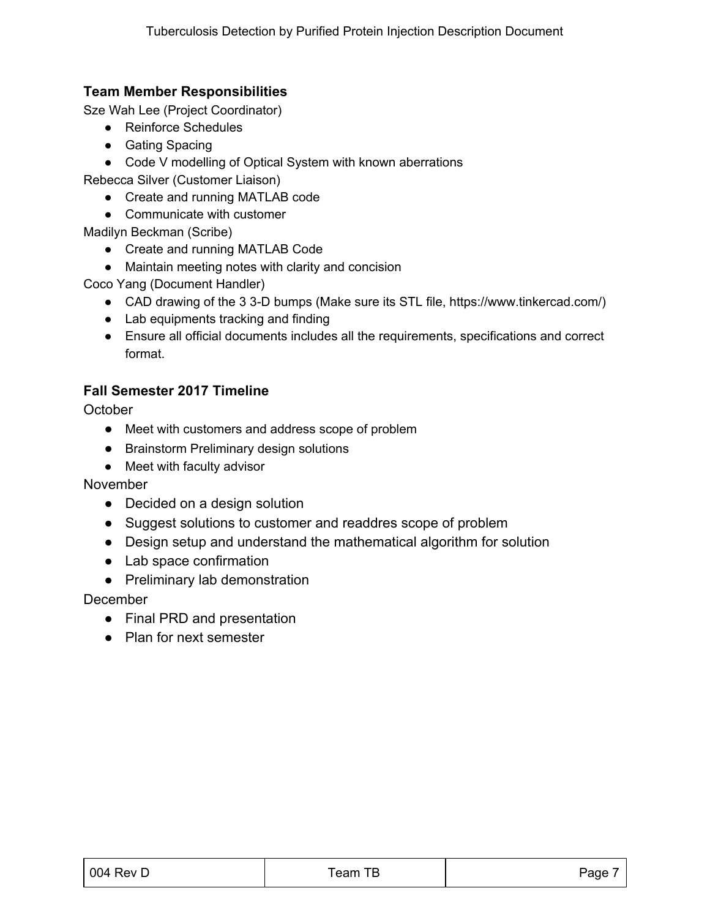### Team Member Responsibilities

Sze Wah Lee (Project Coordinator)

- Reinforce Schedules
- Gating Spacing
- Code V modelling of Optical System with known aberrations

Rebecca Silver (Customer Liaison)

- Create and running MATLAB code
- Communicate with customer

Madilyn Beckman (Scribe)

- Create and running MATLAB Code
- Maintain meeting notes with clarity and concision

Coco Yang (Document Handler)

- CAD drawing of the 3 3-D bumps (Make sure its STL file, https://www.tinkercad.com/)
- Lab equipments tracking and finding
- Ensure all official documents includes all the requirements, specifications and correct format.

### Fall Semester 2017 Timeline

October

- Meet with customers and address scope of problem
- Brainstorm Preliminary design solutions
- Meet with faculty advisor

November

- Decided on a design solution
- Suggest solutions to customer and readdres scope of problem
- Design setup and understand the mathematical algorithm for solution
- Lab space confirmation
- Preliminary lab demonstration

December

- Final PRD and presentation
- Plan for next semester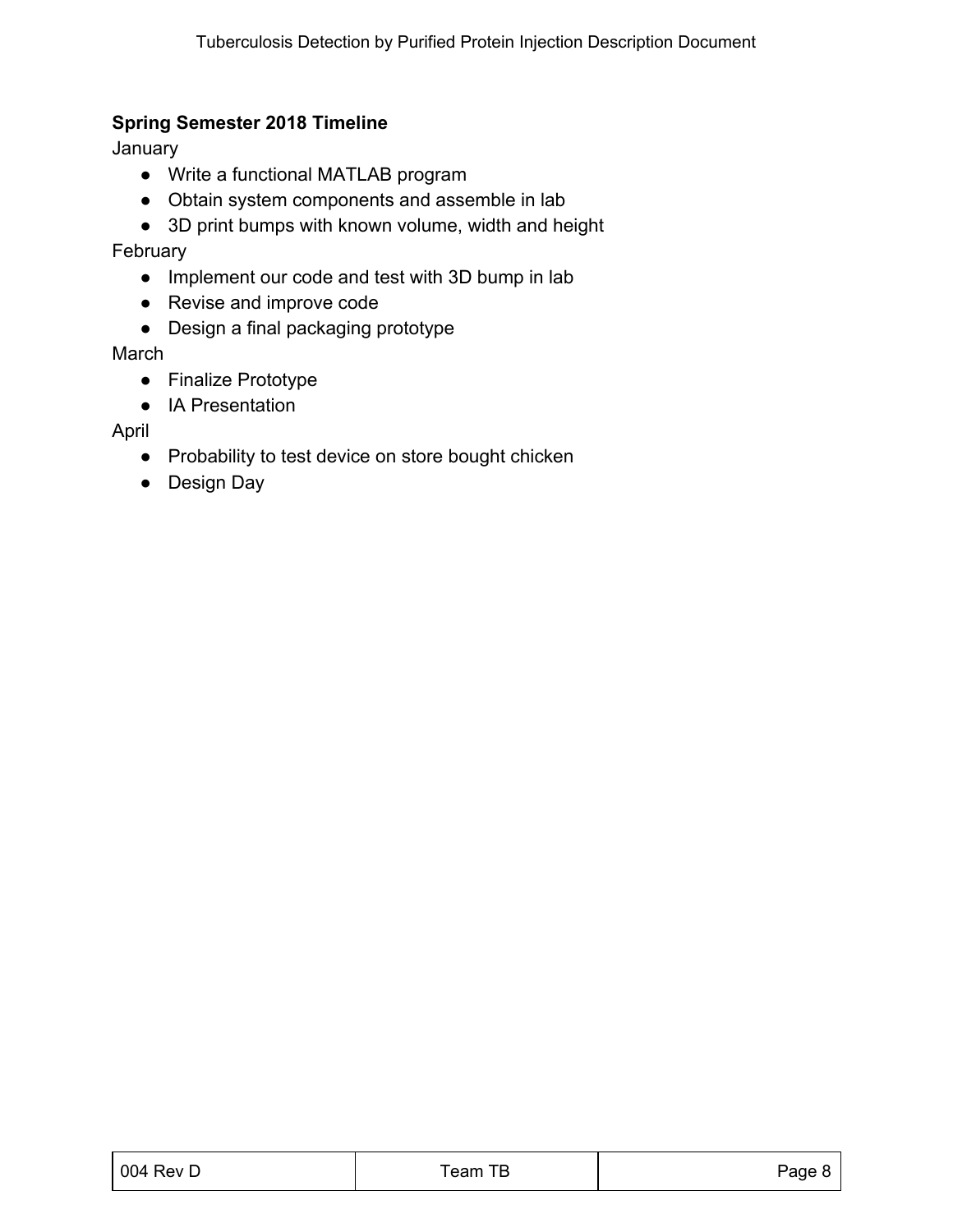**Spring Semester 2018 Timeline**

January

- Write a functional MATLAB program
- Obtain system components and assemble in lab
- 3D print bumps with known volume, width and height

February

- Implement our code and test with 3D bump in lab
- Revise and improve code
- Design a final packaging prototype

March

- Finalize Prototype
- IA Presentation

April

- Probability to test device on store bought chicken
- Design Day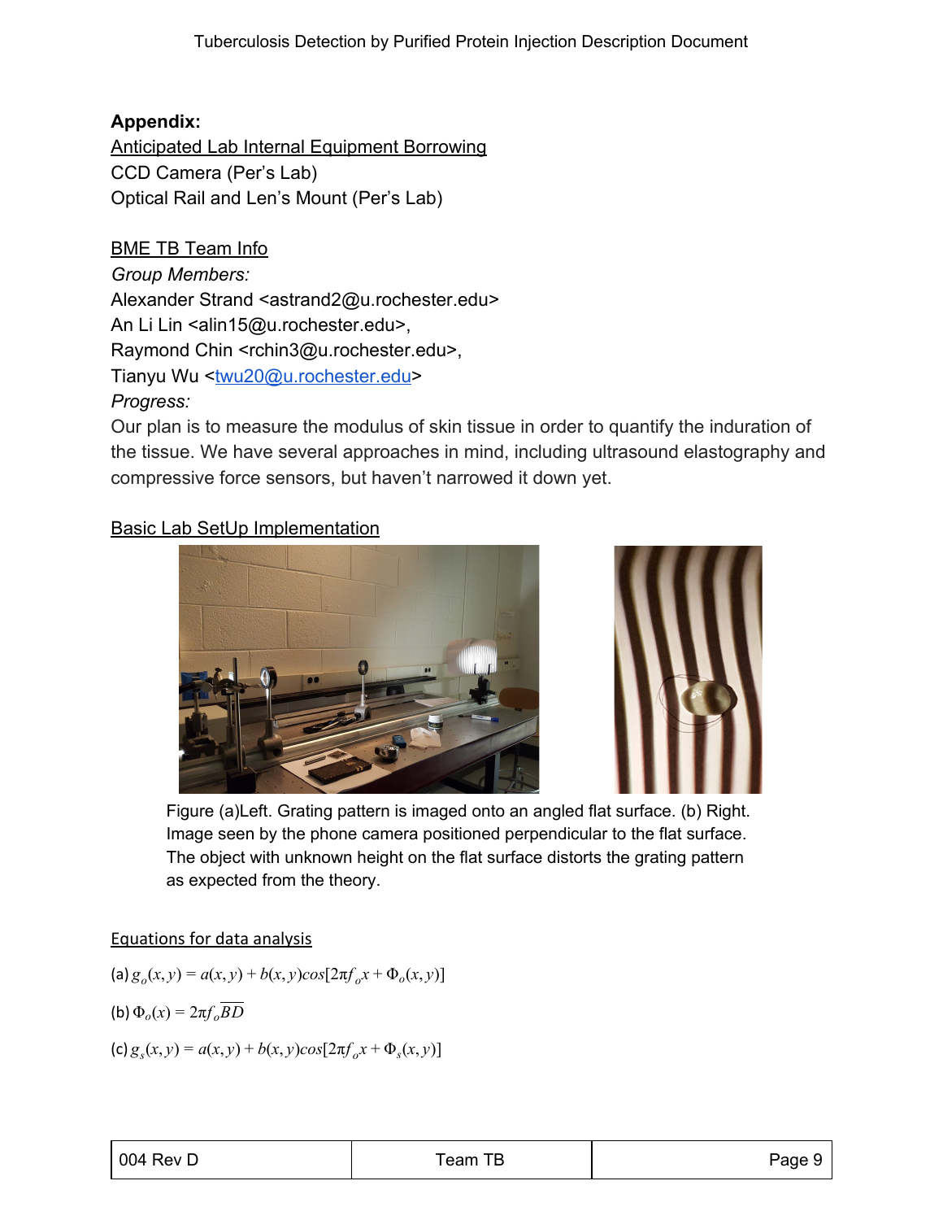**Appendix:**

Anticipated Lab Internal Equipment Borrowing

CCD Camera (Per's Lab)

Optical Rail and Len's Mount (Per's Lab)

BME TB Team Info

*Group Members:*

Alexander Strand <astrand2@u.rochester.edu>

An Li Lin <alin15@u.rochester.edu>,

Raymond Chin <rchin3@u.rochester.edu>,

Tianyu Wu <twu20@u.rochester.edu>

*Progress:*

Our plan is to measure the modulus of skin tissue in order to quantify the induration of the tissue. We have several approaches in mind, including ultrasound elastography and compressive force sensors, but haven't narrowed it down yet.

Basic Lab SetUp Implementation

Figure (a)Left. Grating pattern is imaged onto an angled flat surface. (b) Right. Image seen by the phone camera positioned perpendicular to the flat surface. The object with unknown height on the flat surface distorts the grating pattern as expected from the theory.

Equations for data analysis

(a) $g_o(x, y) = a(x, y) + b(x, y)cos[2\pi f_o x + \Phi_o(x, y)]$

(b) $\Phi_o(x) = 2\pi f_o \overline{BD}$

(c) $g_s(x, y) = a(x, y) + b(x, y)cos[2\pi f_o x + \Phi_s(x, y)]$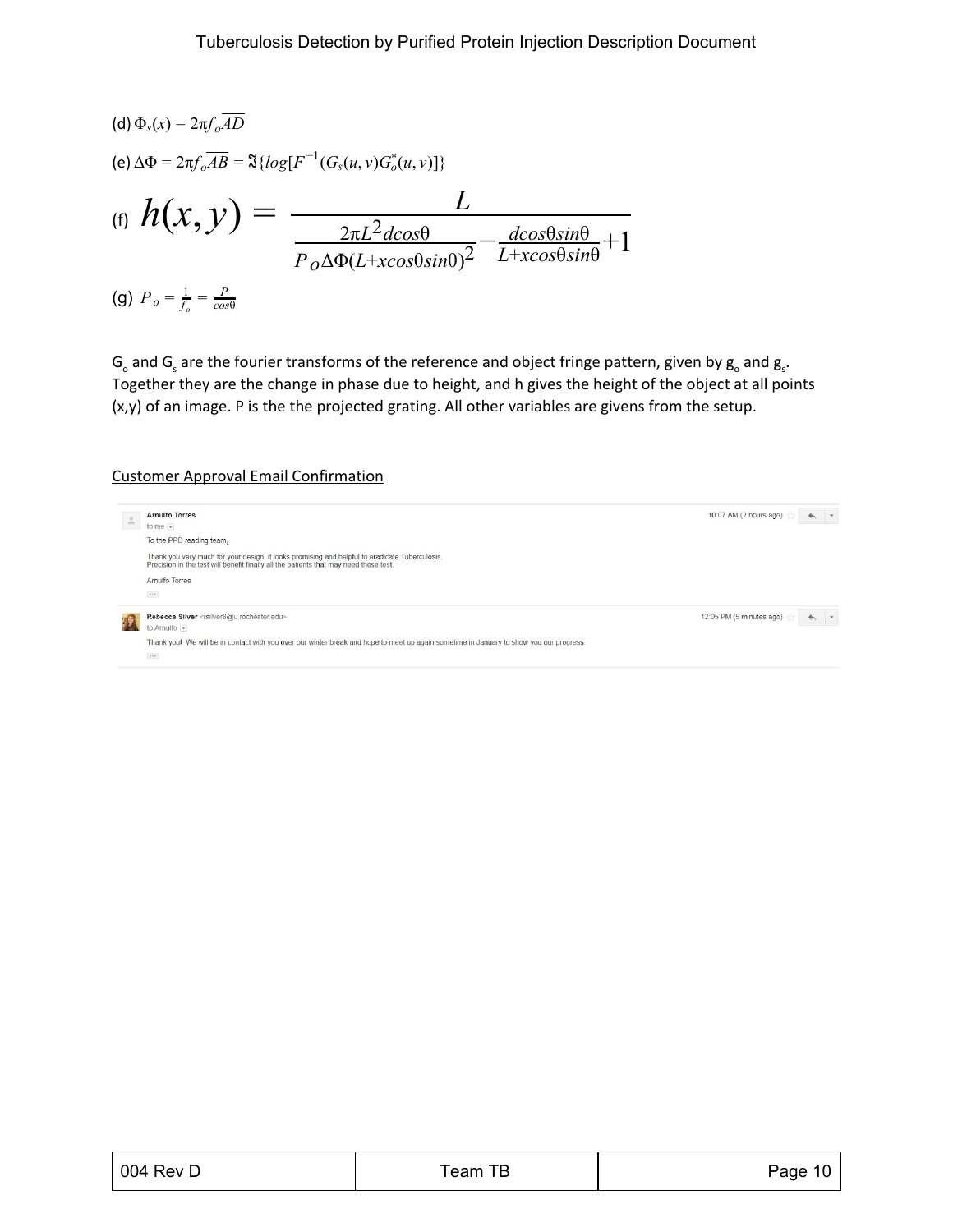(d) $\Phi_s(x) = 2\pi f_o \overline{AD}$

(e) $\Delta\Phi = 2\pi f_o \overline{AB} = \Im\{log[F^{-1}(G_s(u,v)G_o^*(u,v)]\}$

(f) $$h(x,y) = \frac{L}{\frac{2\pi L^2 d cos\theta}{P_O \Delta\Phi (L + x cos\theta sin\theta)^2} - \frac{d cos\theta sin\theta}{L + x cos\theta sin\theta} + 1}$$

(g) $P_o = \frac{1}{f_o} = \frac{P}{cos\theta}$

$G_o$ and $G_s$ are the fourier transforms of the reference and object fringe pattern, given by $g_o$ and $g_s$. Together they are the change in phase due to height, and h gives the height of the object at all points (x,y) of an image. P is the the projected grating. All other variables are givens from the setup.

<u>Customer Approval Email Confirmation</u>

**Arnulfo Torres**
to me

10:07 AM (2 hours ago)

To the PPD reading team,

Thank you very much for your design, it looks promising and helpful to eradicate Tuberculosis.
Precision in the test will benefit finally all the patients that may need these test.

Arnulfo Torres

...

**Rebecca Silver** <rsilver8@u.rochester.edu>
to Arnulfo

12:05 PM (5 minutes ago)

Thank you! We will be in contact with you over our winter break and hope to meet up again sometime in January to show you our progress.

...